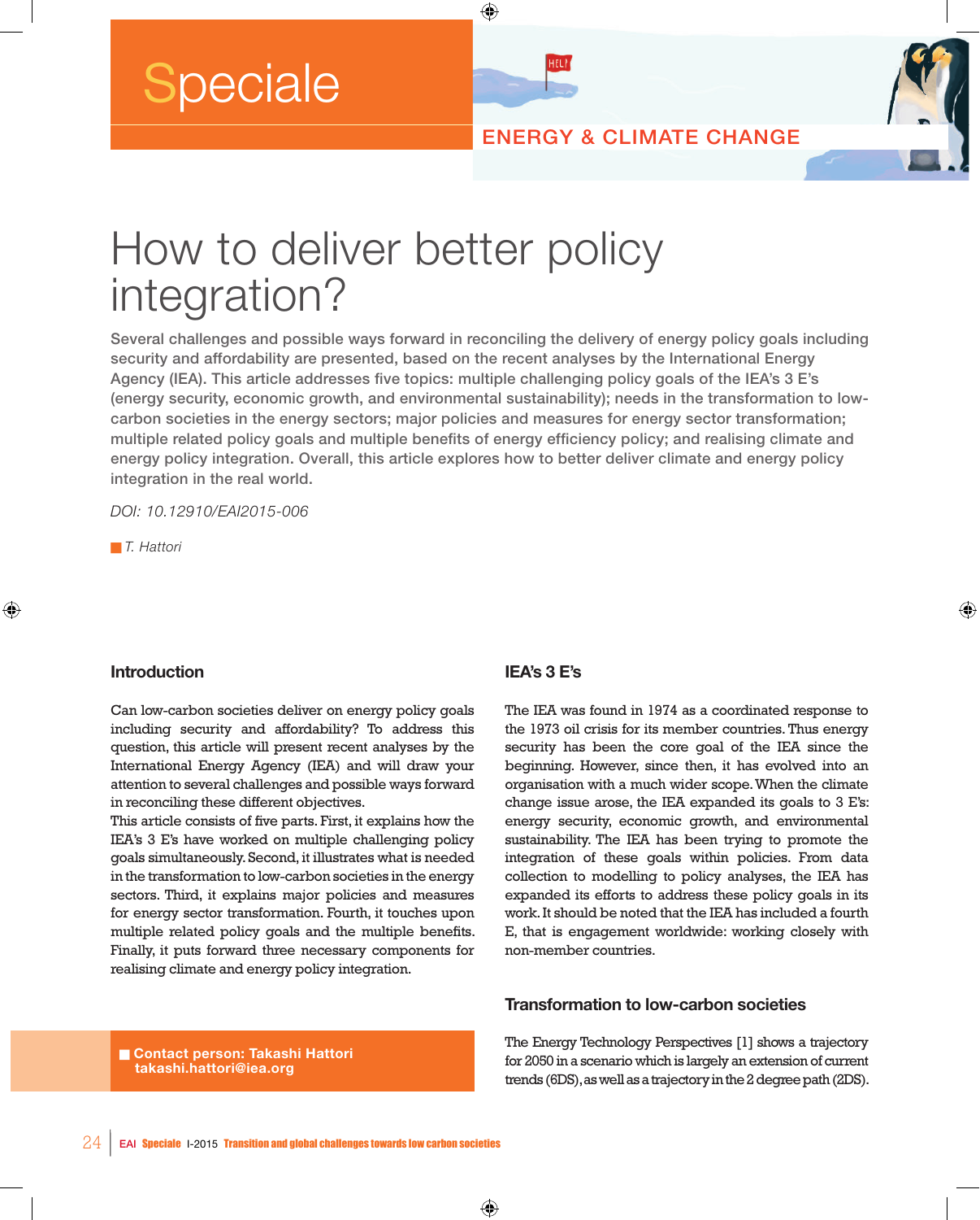Speciale

ENERGY & CLIMATE CHANGE

# How to deliver better policy integration?

Several challenges and possible ways forward in reconciling the delivery of energy policy goals including security and affordability are presented, based on the recent analyses by the International Energy Agency (IEA). This article addresses five topics: multiple challenging policy goals of the IEA's 3 E's (energy security, economic growth, and environmental sustainability); needs in the transformation to low-carbon societies in the energy sectors; major policies and measures for energy sector transformation; multiple related policy goals and multiple benefits of energy efficiency policy; and realising climate and energy policy integration. Overall, this article explores how to better deliver climate and energy policy integration in the real world.

*DOI: 10.12910/EAI2015-006*

*T. Hattori*

## Introduction

Can low-carbon societies deliver on energy policy goals including security and affordability? To address this question, this article will present recent analyses by the International Energy Agency (IEA) and will draw your attention to several challenges and possible ways forward in reconciling these different objectives.

This article consists of five parts. First, it explains how the IEA's 3 E's have worked on multiple challenging policy goals simultaneously. Second, it illustrates what is needed in the transformation to low-carbon societies in the energy sectors. Third, it explains major policies and measures for energy sector transformation. Fourth, it touches upon multiple related policy goals and the multiple benefits. Finally, it puts forward three necessary components for realising climate and energy policy integration.

**Contact person: Takashi Hattori**
**takashi.hattori@iea.org**

## IEA's 3 E's

The IEA was found in 1974 as a coordinated response to the 1973 oil crisis for its member countries. Thus energy security has been the core goal of the IEA since the beginning. However, since then, it has evolved into an organisation with a much wider scope. When the climate change issue arose, the IEA expanded its goals to 3 E's: energy security, economic growth, and environmental sustainability. The IEA has been trying to promote the integration of these goals within policies. From data collection to modelling to policy analyses, the IEA has expanded its efforts to address these policy goals in its work. It should be noted that the IEA has included a fourth E, that is engagement worldwide: working closely with non-member countries.

## Transformation to low-carbon societies

The Energy Technology Perspectives [1] shows a trajectory for 2050 in a scenario which is largely an extension of current trends (6DS), as well as a trajectory in the 2 degree path (2DS).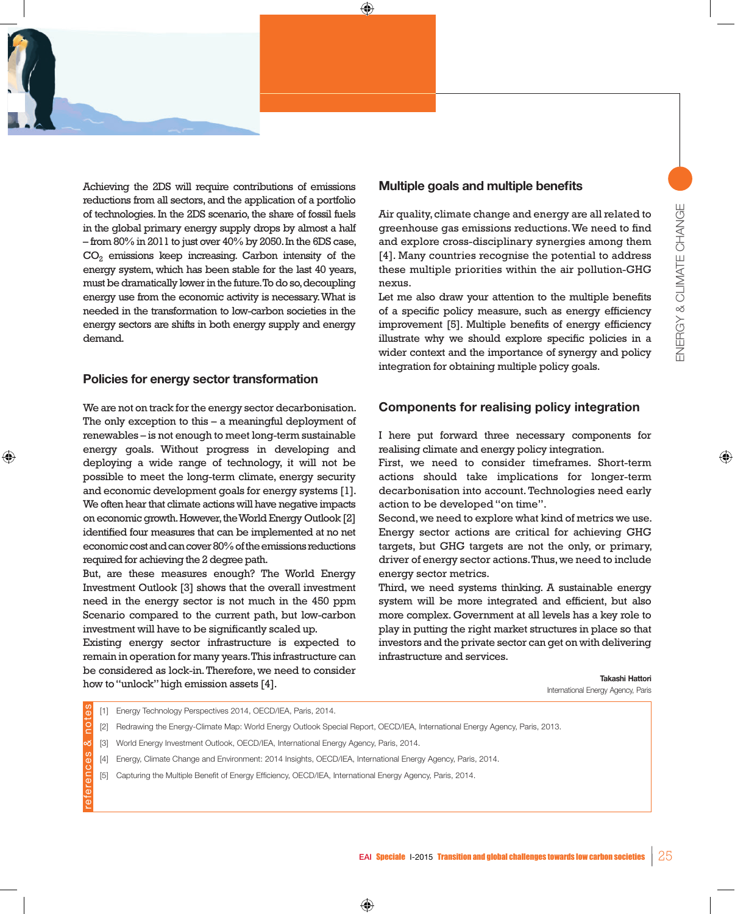Achieving the 2DS will require contributions of emissions reductions from all sectors, and the application of a portfolio of technologies. In the 2DS scenario, the share of fossil fuels in the global primary energy supply drops by almost a half – from 80% in 2011 to just over 40% by 2050. In the 6DS case, $CO_2$ emissions keep increasing. Carbon intensity of the energy system, which has been stable for the last 40 years, must be dramatically lower in the future. To do so, decoupling energy use from the economic activity is necessary. What is needed in the transformation to low-carbon societies in the energy sectors are shifts in both energy supply and energy demand.

## Policies for energy sector transformation

We are not on track for the energy sector decarbonisation. The only exception to this – a meaningful deployment of renewables – is not enough to meet long-term sustainable energy goals. Without progress in developing and deploying a wide range of technology, it will not be possible to meet the long-term climate, energy security and economic development goals for energy systems [1].
We often hear that climate actions will have negative impacts on economic growth. However, the World Energy Outlook [2] identified four measures that can be implemented at no net economic cost and can cover 80% of the emissions reductions required for achieving the 2 degree path.
But, are these measures enough? The World Energy Investment Outlook [3] shows that the overall investment need in the energy sector is not much in the 450 ppm Scenario compared to the current path, but low-carbon investment will have to be significantly scaled up.
Existing energy sector infrastructure is expected to remain in operation for many years. This infrastructure can be considered as lock-in. Therefore, we need to consider how to "unlock" high emission assets [4].

## Multiple goals and multiple benefits

Air quality, climate change and energy are all related to greenhouse gas emissions reductions. We need to find and explore cross-disciplinary synergies among them [4]. Many countries recognise the potential to address these multiple priorities within the air pollution-GHG nexus.
Let me also draw your attention to the multiple benefits of a specific policy measure, such as energy efficiency improvement [5]. Multiple benefits of energy efficiency illustrate why we should explore specific policies in a wider context and the importance of synergy and policy integration for obtaining multiple policy goals.

## Components for realising policy integration

I here put forward three necessary components for realising climate and energy policy integration.
First, we need to consider timeframes. Short-term actions should take implications for longer-term decarbonisation into account. Technologies need early action to be developed "on time".
Second, we need to explore what kind of metrics we use. Energy sector actions are critical for achieving GHG targets, but GHG targets are not the only, or primary, driver of energy sector actions. Thus, we need to include energy sector metrics.
Third, we need systems thinking. A sustainable energy system will be more integrated and efficient, but also more complex. Government at all levels has a key role to play in putting the right market structures in place so that investors and the private sector can get on with delivering infrastructure and services.

**Takashi Hattori**
International Energy Agency, Paris

references & notes

[1] Energy Technology Perspectives 2014, OECD/IEA, Paris, 2014.

[2] Redrawing the Energy-Climate Map: World Energy Outlook Special Report, OECD/IEA, International Energy Agency, Paris, 2013.

[3] World Energy Investment Outlook, OECD/IEA, International Energy Agency, Paris, 2014.

[4] Energy, Climate Change and Environment: 2014 Insights, OECD/IEA, International Energy Agency, Paris, 2014.

[5] Capturing the Multiple Benefit of Energy Efficiency, OECD/IEA, International Energy Agency, Paris, 2014.